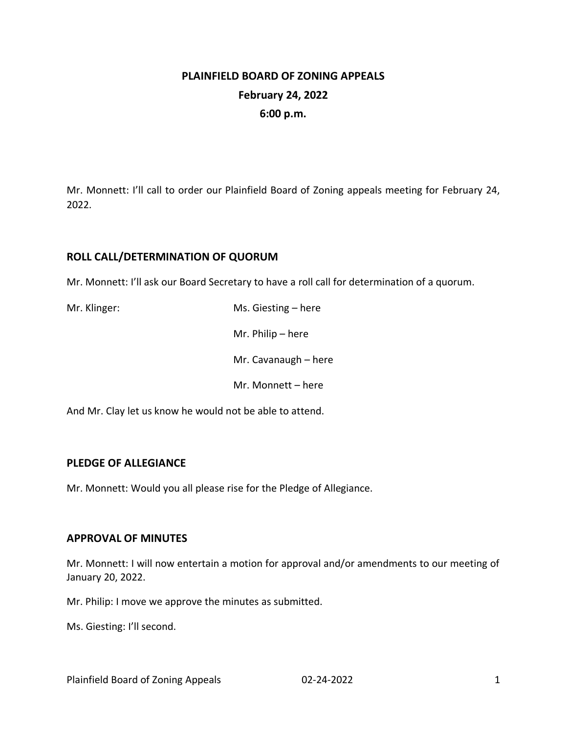# PLAINFIELD BOARD OF ZONING APPEALS

**February 24, 2022**

**6:00 p.m.**

Mr. Monnett: I'll call to order our Plainfield Board of Zoning appeals meeting for February 24, 2022.

## ROLL CALL/DETERMINATION OF QUORUM

Mr. Monnett: I'll ask our Board Secretary to have a roll call for determination of a quorum.

Mr. Klinger:
Ms. Giesting – here
Mr. Philip – here
Mr. Cavanaugh – here
Mr. Monnett – here

And Mr. Clay let us know he would not be able to attend.

## PLEDGE OF ALLEGIANCE

Mr. Monnett: Would you all please rise for the Pledge of Allegiance.

## APPROVAL OF MINUTES

Mr. Monnett: I will now entertain a motion for approval and/or amendments to our meeting of January 20, 2022.

Mr. Philip: I move we approve the minutes as submitted.

Ms. Giesting: I'll second.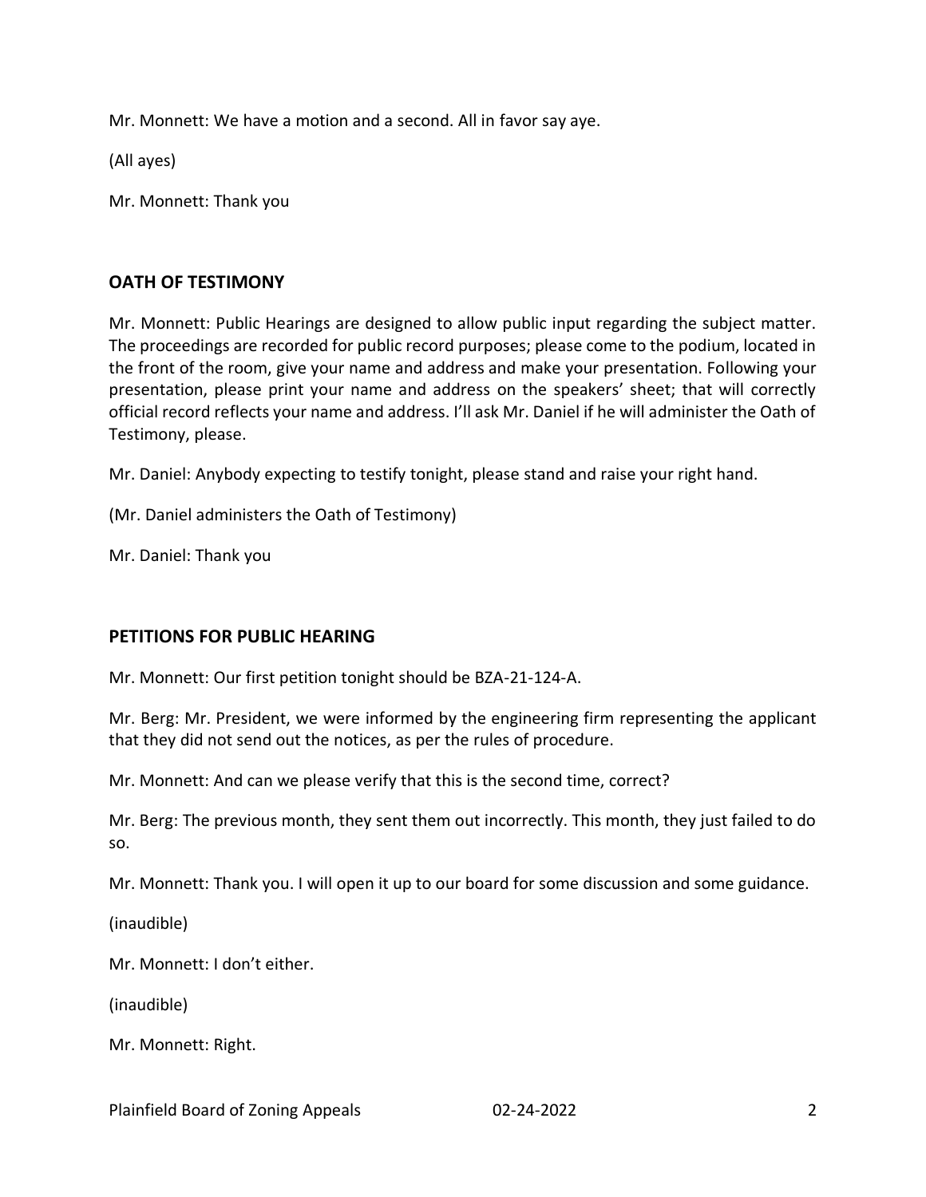Mr. Monnett: We have a motion and a second. All in favor say aye.

(All ayes)

Mr. Monnett: Thank you

## OATH OF TESTIMONY

Mr. Monnett: Public Hearings are designed to allow public input regarding the subject matter. The proceedings are recorded for public record purposes; please come to the podium, located in the front of the room, give your name and address and make your presentation. Following your presentation, please print your name and address on the speakers' sheet; that will correctly official record reflects your name and address. I'll ask Mr. Daniel if he will administer the Oath of Testimony, please.

Mr. Daniel: Anybody expecting to testify tonight, please stand and raise your right hand.

(Mr. Daniel administers the Oath of Testimony)

Mr. Daniel: Thank you

## PETITIONS FOR PUBLIC HEARING

Mr. Monnett: Our first petition tonight should be BZA-21-124-A.

Mr. Berg: Mr. President, we were informed by the engineering firm representing the applicant that they did not send out the notices, as per the rules of procedure.

Mr. Monnett: And can we please verify that this is the second time, correct?

Mr. Berg: The previous month, they sent them out incorrectly. This month, they just failed to do so.

Mr. Monnett: Thank you. I will open it up to our board for some discussion and some guidance.

(inaudible)

Mr. Monnett: I don't either.

(inaudible)

Mr. Monnett: Right.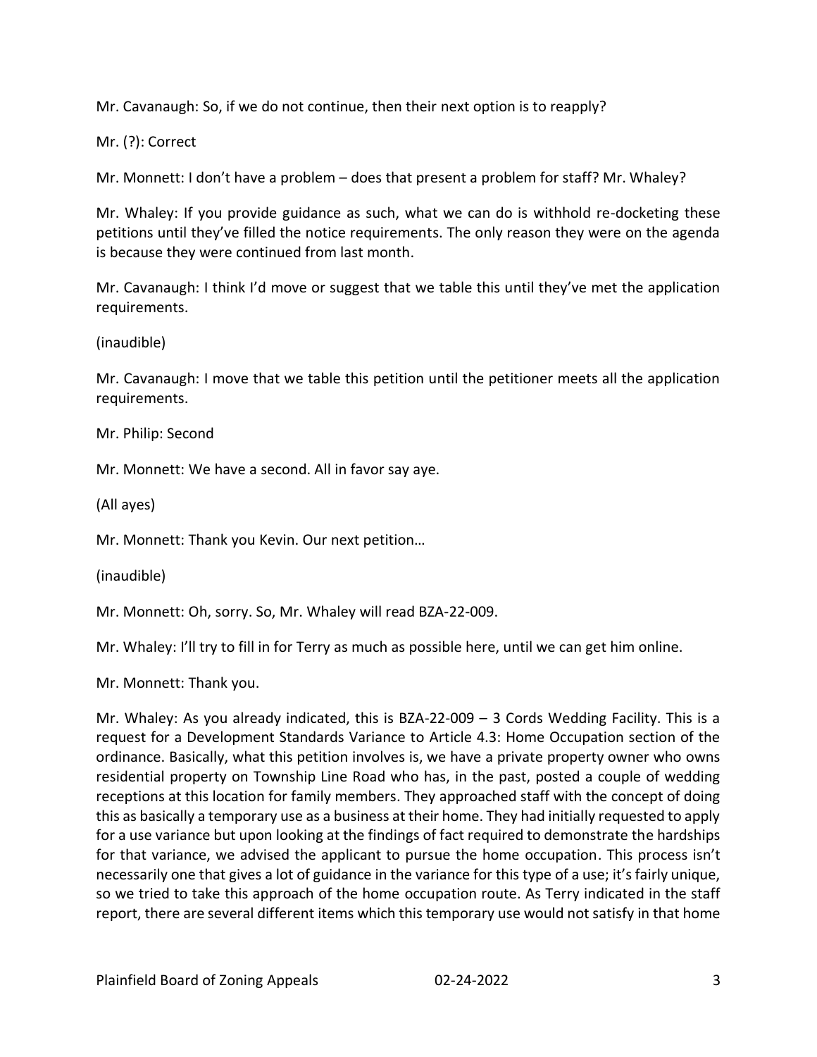Mr. Cavanaugh: So, if we do not continue, then their next option is to reapply?

Mr. (?): Correct

Mr. Monnett: I don't have a problem – does that present a problem for staff? Mr. Whaley?

Mr. Whaley: If you provide guidance as such, what we can do is withhold re-docketing these petitions until they've filled the notice requirements. The only reason they were on the agenda is because they were continued from last month.

Mr. Cavanaugh: I think I'd move or suggest that we table this until they've met the application requirements.

(inaudible)

Mr. Cavanaugh: I move that we table this petition until the petitioner meets all the application requirements.

Mr. Philip: Second

Mr. Monnett: We have a second. All in favor say aye.

(All ayes)

Mr. Monnett: Thank you Kevin. Our next petition…

(inaudible)

Mr. Monnett: Oh, sorry. So, Mr. Whaley will read BZA-22-009.

Mr. Whaley: I'll try to fill in for Terry as much as possible here, until we can get him online.

Mr. Monnett: Thank you.

Mr. Whaley: As you already indicated, this is BZA-22-009 – 3 Cords Wedding Facility. This is a request for a Development Standards Variance to Article 4.3: Home Occupation section of the ordinance. Basically, what this petition involves is, we have a private property owner who owns residential property on Township Line Road who has, in the past, posted a couple of wedding receptions at this location for family members. They approached staff with the concept of doing this as basically a temporary use as a business at their home. They had initially requested to apply for a use variance but upon looking at the findings of fact required to demonstrate the hardships for that variance, we advised the applicant to pursue the home occupation. This process isn't necessarily one that gives a lot of guidance in the variance for this type of a use; it's fairly unique, so we tried to take this approach of the home occupation route. As Terry indicated in the staff report, there are several different items which this temporary use would not satisfy in that home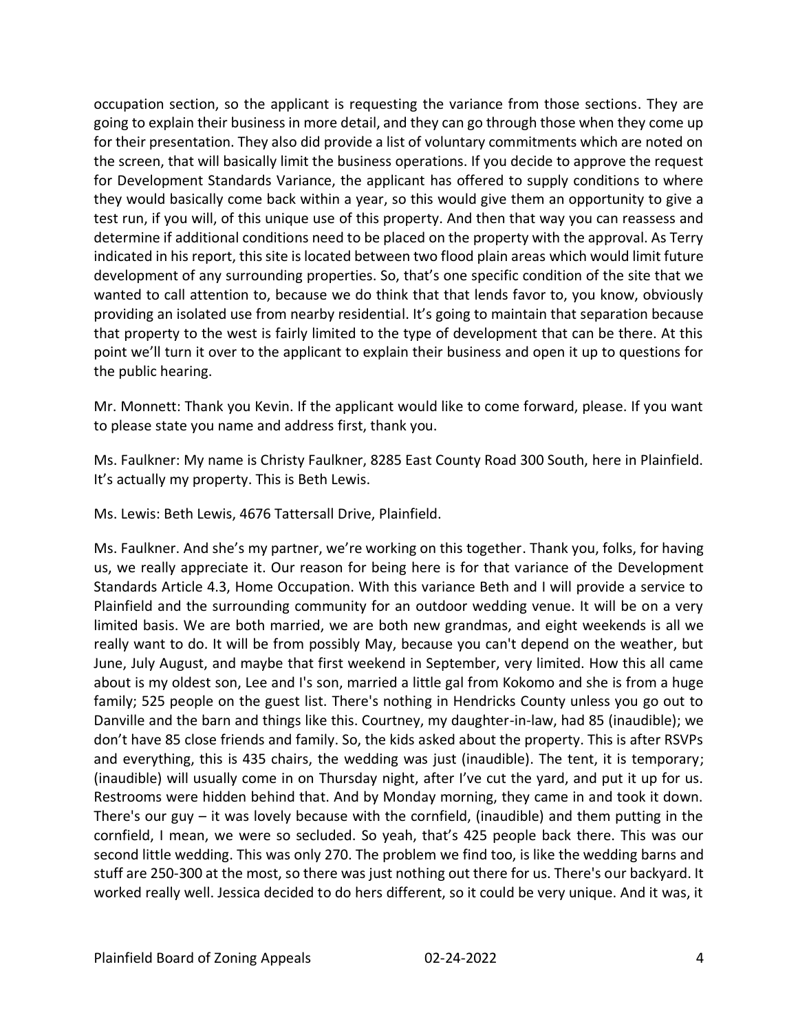occupation section, so the applicant is requesting the variance from those sections. They are going to explain their business in more detail, and they can go through those when they come up for their presentation. They also did provide a list of voluntary commitments which are noted on the screen, that will basically limit the business operations. If you decide to approve the request for Development Standards Variance, the applicant has offered to supply conditions to where they would basically come back within a year, so this would give them an opportunity to give a test run, if you will, of this unique use of this property. And then that way you can reassess and determine if additional conditions need to be placed on the property with the approval. As Terry indicated in his report, this site is located between two flood plain areas which would limit future development of any surrounding properties. So, that's one specific condition of the site that we wanted to call attention to, because we do think that that lends favor to, you know, obviously providing an isolated use from nearby residential. It's going to maintain that separation because that property to the west is fairly limited to the type of development that can be there. At this point we'll turn it over to the applicant to explain their business and open it up to questions for the public hearing.

Mr. Monnett: Thank you Kevin. If the applicant would like to come forward, please. If you want to please state you name and address first, thank you.

Ms. Faulkner: My name is Christy Faulkner, 8285 East County Road 300 South, here in Plainfield. It's actually my property. This is Beth Lewis.

Ms. Lewis: Beth Lewis, 4676 Tattersall Drive, Plainfield.

Ms. Faulkner. And she's my partner, we're working on this together. Thank you, folks, for having us, we really appreciate it. Our reason for being here is for that variance of the Development Standards Article 4.3, Home Occupation. With this variance Beth and I will provide a service to Plainfield and the surrounding community for an outdoor wedding venue. It will be on a very limited basis. We are both married, we are both new grandmas, and eight weekends is all we really want to do. It will be from possibly May, because you can't depend on the weather, but June, July August, and maybe that first weekend in September, very limited. How this all came about is my oldest son, Lee and I's son, married a little gal from Kokomo and she is from a huge family; 525 people on the guest list. There's nothing in Hendricks County unless you go out to Danville and the barn and things like this. Courtney, my daughter-in-law, had 85 (inaudible); we don't have 85 close friends and family. So, the kids asked about the property. This is after RSVPs and everything, this is 435 chairs, the wedding was just (inaudible). The tent, it is temporary; (inaudible) will usually come in on Thursday night, after I've cut the yard, and put it up for us. Restrooms were hidden behind that. And by Monday morning, they came in and took it down. There's our guy – it was lovely because with the cornfield, (inaudible) and them putting in the cornfield, I mean, we were so secluded. So yeah, that's 425 people back there. This was our second little wedding. This was only 270. The problem we find too, is like the wedding barns and stuff are 250-300 at the most, so there was just nothing out there for us. There's our backyard. It worked really well. Jessica decided to do hers different, so it could be very unique. And it was, it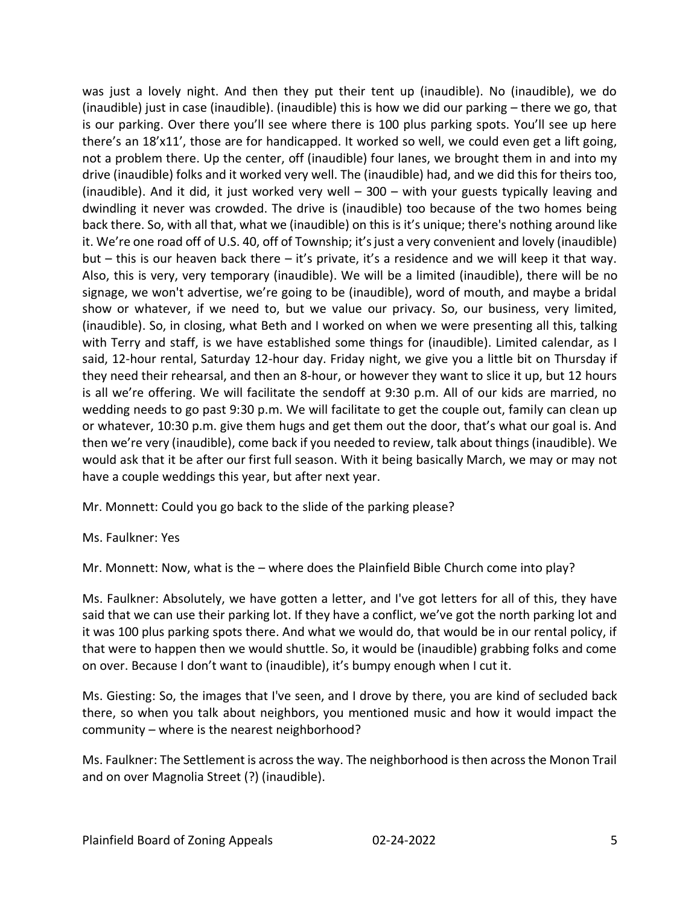was just a lovely night. And then they put their tent up (inaudible). No (inaudible), we do (inaudible) just in case (inaudible). (inaudible) this is how we did our parking – there we go, that is our parking. Over there you'll see where there is 100 plus parking spots. You'll see up here there's an 18'x11', those are for handicapped. It worked so well, we could even get a lift going, not a problem there. Up the center, off (inaudible) four lanes, we brought them in and into my drive (inaudible) folks and it worked very well. The (inaudible) had, and we did this for theirs too, (inaudible). And it did, it just worked very well – 300 – with your guests typically leaving and dwindling it never was crowded. The drive is (inaudible) too because of the two homes being back there. So, with all that, what we (inaudible) on this is it's unique; there's nothing around like it. We're one road off of U.S. 40, off of Township; it's just a very convenient and lovely (inaudible) but – this is our heaven back there – it's private, it's a residence and we will keep it that way. Also, this is very, very temporary (inaudible). We will be a limited (inaudible), there will be no signage, we won't advertise, we're going to be (inaudible), word of mouth, and maybe a bridal show or whatever, if we need to, but we value our privacy. So, our business, very limited, (inaudible). So, in closing, what Beth and I worked on when we were presenting all this, talking with Terry and staff, is we have established some things for (inaudible). Limited calendar, as I said, 12-hour rental, Saturday 12-hour day. Friday night, we give you a little bit on Thursday if they need their rehearsal, and then an 8-hour, or however they want to slice it up, but 12 hours is all we're offering. We will facilitate the sendoff at 9:30 p.m. All of our kids are married, no wedding needs to go past 9:30 p.m. We will facilitate to get the couple out, family can clean up or whatever, 10:30 p.m. give them hugs and get them out the door, that's what our goal is. And then we're very (inaudible), come back if you needed to review, talk about things (inaudible). We would ask that it be after our first full season. With it being basically March, we may or may not have a couple weddings this year, but after next year.

Mr. Monnett: Could you go back to the slide of the parking please?

Ms. Faulkner: Yes

Mr. Monnett: Now, what is the – where does the Plainfield Bible Church come into play?

Ms. Faulkner: Absolutely, we have gotten a letter, and I've got letters for all of this, they have said that we can use their parking lot. If they have a conflict, we've got the north parking lot and it was 100 plus parking spots there. And what we would do, that would be in our rental policy, if that were to happen then we would shuttle. So, it would be (inaudible) grabbing folks and come on over. Because I don't want to (inaudible), it's bumpy enough when I cut it.

Ms. Giesting: So, the images that I've seen, and I drove by there, you are kind of secluded back there, so when you talk about neighbors, you mentioned music and how it would impact the community – where is the nearest neighborhood?

Ms. Faulkner: The Settlement is across the way. The neighborhood is then across the Monon Trail and on over Magnolia Street (?) (inaudible).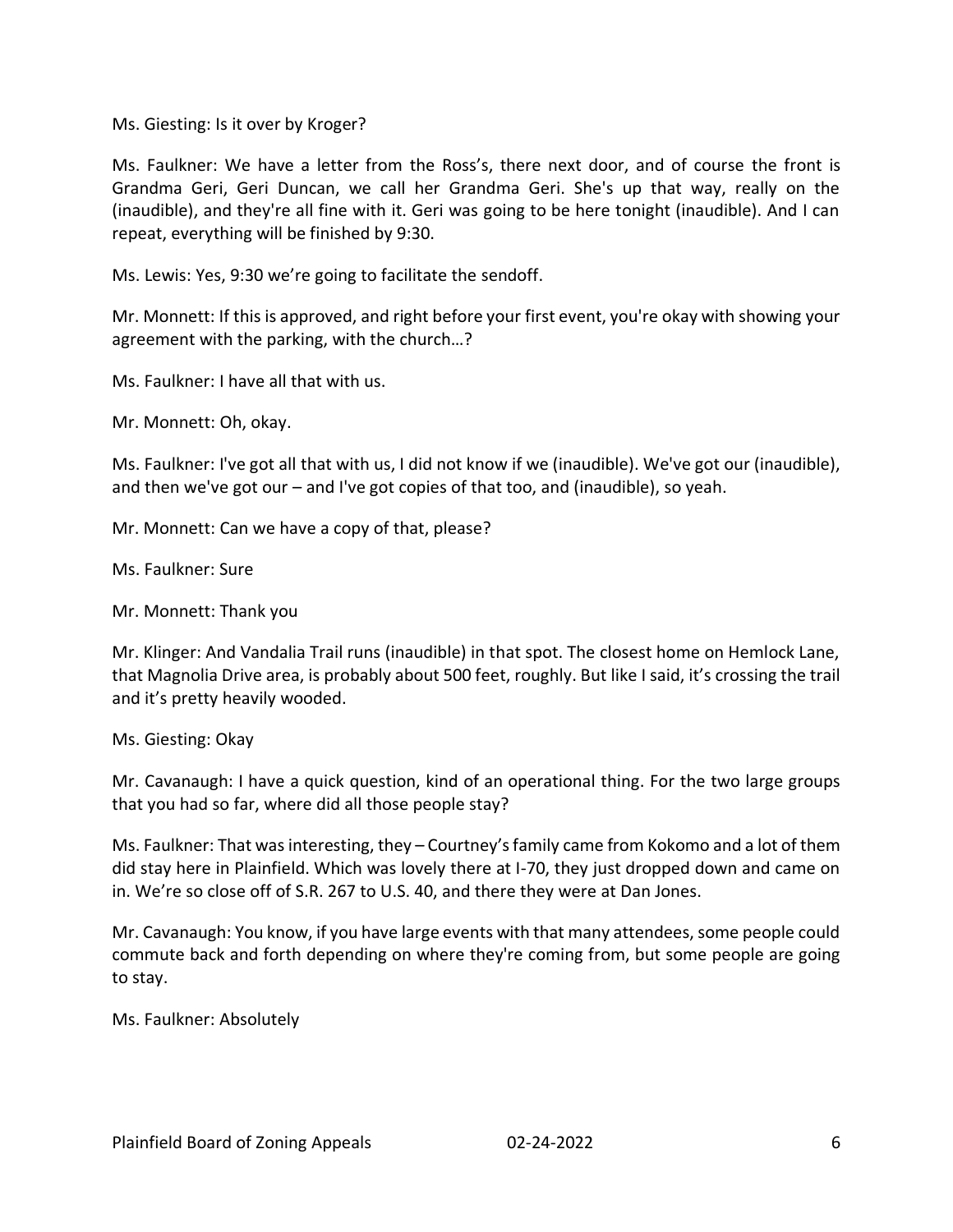Ms. Giesting: Is it over by Kroger?

Ms. Faulkner: We have a letter from the Ross's, there next door, and of course the front is Grandma Geri, Geri Duncan, we call her Grandma Geri. She's up that way, really on the (inaudible), and they're all fine with it. Geri was going to be here tonight (inaudible). And I can repeat, everything will be finished by 9:30.

Ms. Lewis: Yes, 9:30 we're going to facilitate the sendoff.

Mr. Monnett: If this is approved, and right before your first event, you're okay with showing your agreement with the parking, with the church…?

Ms. Faulkner: I have all that with us.

Mr. Monnett: Oh, okay.

Ms. Faulkner: I've got all that with us, I did not know if we (inaudible). We've got our (inaudible), and then we've got our – and I've got copies of that too, and (inaudible), so yeah.

Mr. Monnett: Can we have a copy of that, please?

Ms. Faulkner: Sure

Mr. Monnett: Thank you

Mr. Klinger: And Vandalia Trail runs (inaudible) in that spot. The closest home on Hemlock Lane, that Magnolia Drive area, is probably about 500 feet, roughly. But like I said, it's crossing the trail and it's pretty heavily wooded.

Ms. Giesting: Okay

Mr. Cavanaugh: I have a quick question, kind of an operational thing. For the two large groups that you had so far, where did all those people stay?

Ms. Faulkner: That was interesting, they – Courtney's family came from Kokomo and a lot of them did stay here in Plainfield. Which was lovely there at I-70, they just dropped down and came on in. We're so close off of S.R. 267 to U.S. 40, and there they were at Dan Jones.

Mr. Cavanaugh: You know, if you have large events with that many attendees, some people could commute back and forth depending on where they're coming from, but some people are going to stay.

Ms. Faulkner: Absolutely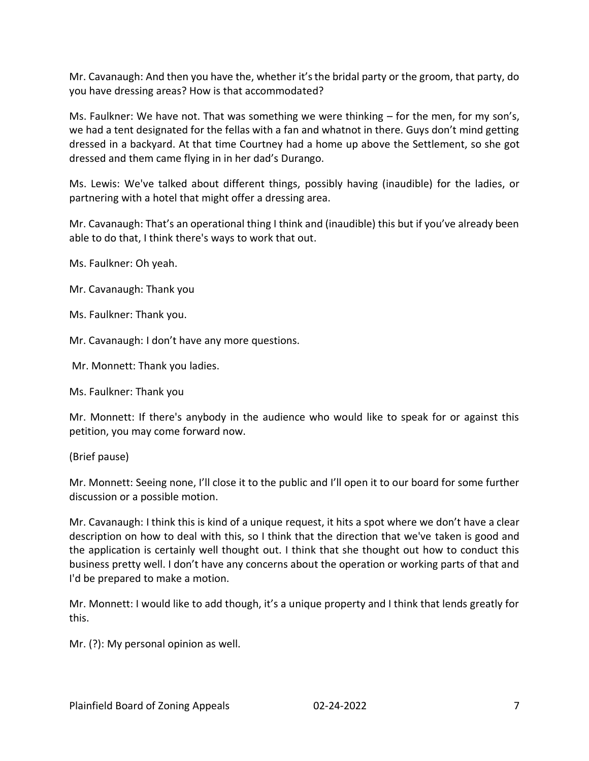Mr. Cavanaugh: And then you have the, whether it's the bridal party or the groom, that party, do you have dressing areas? How is that accommodated?

Ms. Faulkner: We have not. That was something we were thinking – for the men, for my son's, we had a tent designated for the fellas with a fan and whatnot in there. Guys don't mind getting dressed in a backyard. At that time Courtney had a home up above the Settlement, so she got dressed and them came flying in in her dad's Durango.

Ms. Lewis: We've talked about different things, possibly having (inaudible) for the ladies, or partnering with a hotel that might offer a dressing area.

Mr. Cavanaugh: That's an operational thing I think and (inaudible) this but if you've already been able to do that, I think there's ways to work that out.

Ms. Faulkner: Oh yeah.

Mr. Cavanaugh: Thank you

Ms. Faulkner: Thank you.

Mr. Cavanaugh: I don't have any more questions.

Mr. Monnett: Thank you ladies.

Ms. Faulkner: Thank you

Mr. Monnett: If there's anybody in the audience who would like to speak for or against this petition, you may come forward now.

(Brief pause)

Mr. Monnett: Seeing none, I'll close it to the public and I'll open it to our board for some further discussion or a possible motion.

Mr. Cavanaugh: I think this is kind of a unique request, it hits a spot where we don't have a clear description on how to deal with this, so I think that the direction that we've taken is good and the application is certainly well thought out. I think that she thought out how to conduct this business pretty well. I don't have any concerns about the operation or working parts of that and I'd be prepared to make a motion.

Mr. Monnett: I would like to add though, it's a unique property and I think that lends greatly for this.

Mr. (?): My personal opinion as well.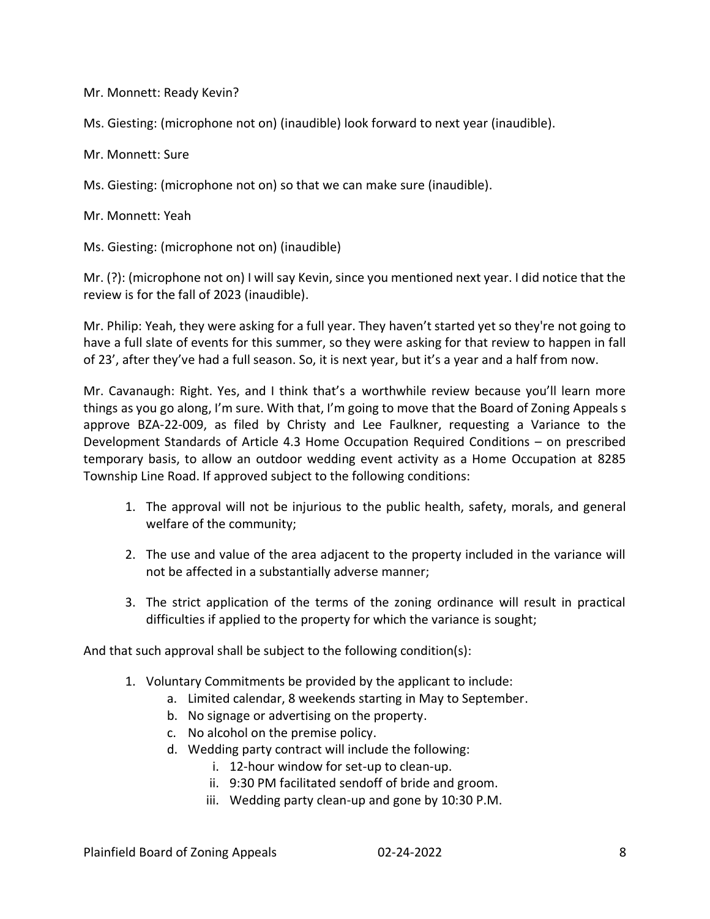Mr. Monnett: Ready Kevin?

Ms. Giesting: (microphone not on) (inaudible) look forward to next year (inaudible).

Mr. Monnett: Sure

Ms. Giesting: (microphone not on) so that we can make sure (inaudible).

Mr. Monnett: Yeah

Ms. Giesting: (microphone not on) (inaudible)

Mr. (?): (microphone not on) I will say Kevin, since you mentioned next year. I did notice that the review is for the fall of 2023 (inaudible).

Mr. Philip: Yeah, they were asking for a full year. They haven't started yet so they're not going to have a full slate of events for this summer, so they were asking for that review to happen in fall of 23', after they've had a full season. So, it is next year, but it's a year and a half from now.

Mr. Cavanaugh: Right. Yes, and I think that's a worthwhile review because you'll learn more things as you go along, I'm sure. With that, I'm going to move that the Board of Zoning Appeals s approve BZA-22-009, as filed by Christy and Lee Faulkner, requesting a Variance to the Development Standards of Article 4.3 Home Occupation Required Conditions – on prescribed temporary basis, to allow an outdoor wedding event activity as a Home Occupation at 8285 Township Line Road. If approved subject to the following conditions:

1. The approval will not be injurious to the public health, safety, morals, and general welfare of the community;

2. The use and value of the area adjacent to the property included in the variance will not be affected in a substantially adverse manner;

3. The strict application of the terms of the zoning ordinance will result in practical difficulties if applied to the property for which the variance is sought;

And that such approval shall be subject to the following condition(s):

1. Voluntary Commitments be provided by the applicant to include:
   a. Limited calendar, 8 weekends starting in May to September.
   b. No signage or advertising on the property.
   c. No alcohol on the premise policy.
   d. Wedding party contract will include the following:
      i. 12-hour window for set-up to clean-up.
      ii. 9:30 PM facilitated sendoff of bride and groom.
      iii. Wedding party clean-up and gone by 10:30 P.M.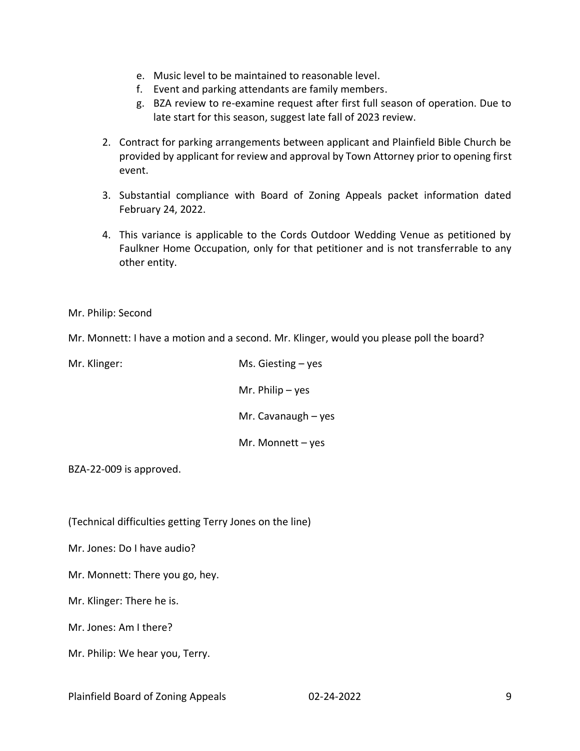e. Music level to be maintained to reasonable level.
   f. Event and parking attendants are family members.
   g. BZA review to re-examine request after first full season of operation. Due to late start for this season, suggest late fall of 2023 review.

2. Contract for parking arrangements between applicant and Plainfield Bible Church be provided by applicant for review and approval by Town Attorney prior to opening first event.

3. Substantial compliance with Board of Zoning Appeals packet information dated February 24, 2022.

4. This variance is applicable to the Cords Outdoor Wedding Venue as petitioned by Faulkner Home Occupation, only for that petitioner and is not transferrable to any other entity.

Mr. Philip: Second

Mr. Monnett: I have a motion and a second. Mr. Klinger, would you please poll the board?

Mr. Klinger: Ms. Giesting – yes

Mr. Philip – yes

Mr. Cavanaugh – yes

Mr. Monnett – yes

BZA-22-009 is approved.

(Technical difficulties getting Terry Jones on the line)

Mr. Jones: Do I have audio?

Mr. Monnett: There you go, hey.

Mr. Klinger: There he is.

Mr. Jones: Am I there?

Mr. Philip: We hear you, Terry.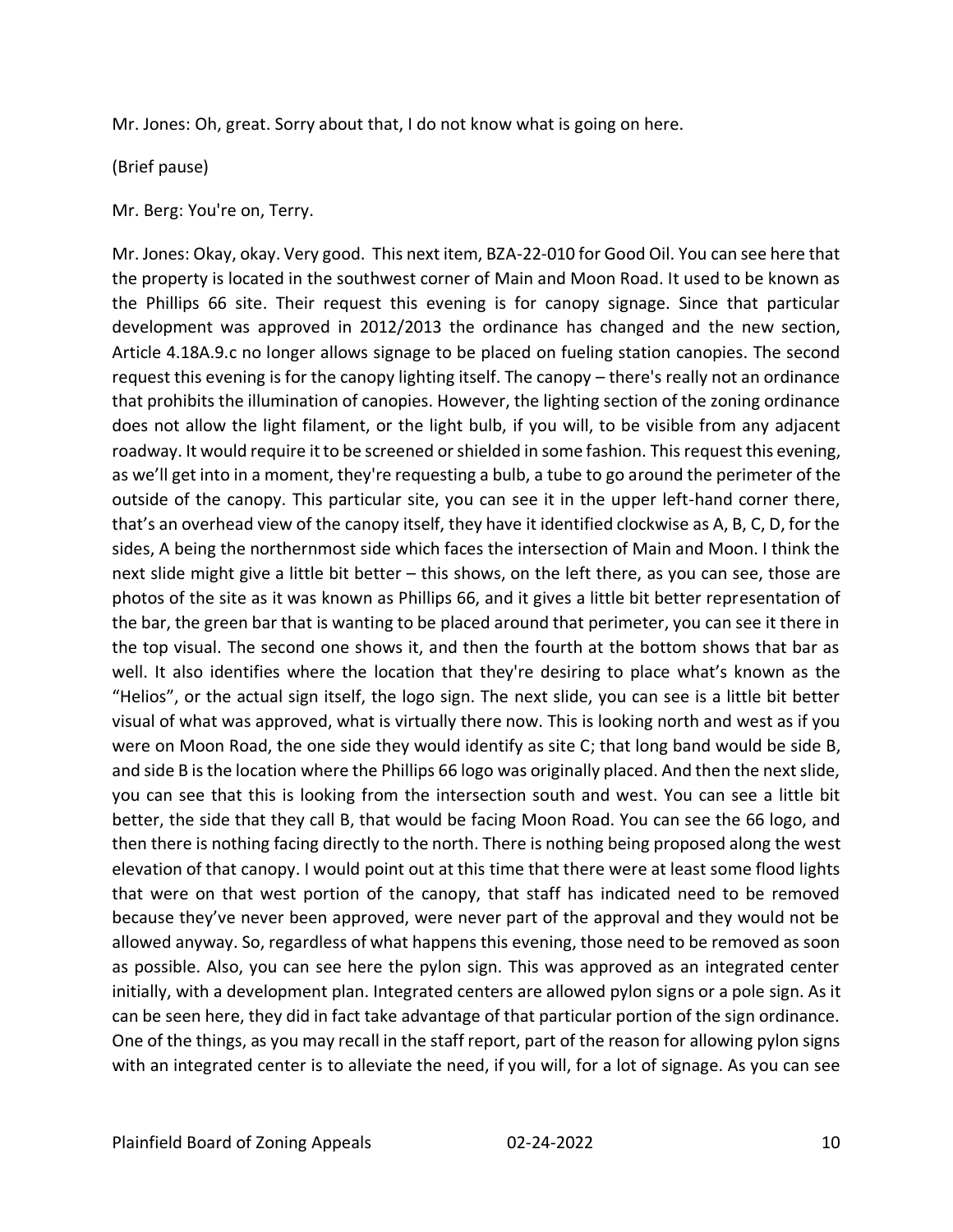Mr. Jones: Oh, great. Sorry about that, I do not know what is going on here.

(Brief pause)

Mr. Berg: You're on, Terry.

Mr. Jones: Okay, okay. Very good. This next item, BZA-22-010 for Good Oil. You can see here that the property is located in the southwest corner of Main and Moon Road. It used to be known as the Phillips 66 site. Their request this evening is for canopy signage. Since that particular development was approved in 2012/2013 the ordinance has changed and the new section, Article 4.18A.9.c no longer allows signage to be placed on fueling station canopies. The second request this evening is for the canopy lighting itself. The canopy – there's really not an ordinance that prohibits the illumination of canopies. However, the lighting section of the zoning ordinance does not allow the light filament, or the light bulb, if you will, to be visible from any adjacent roadway. It would require it to be screened or shielded in some fashion. This request this evening, as we'll get into in a moment, they're requesting a bulb, a tube to go around the perimeter of the outside of the canopy. This particular site, you can see it in the upper left-hand corner there, that's an overhead view of the canopy itself, they have it identified clockwise as A, B, C, D, for the sides, A being the northernmost side which faces the intersection of Main and Moon. I think the next slide might give a little bit better – this shows, on the left there, as you can see, those are photos of the site as it was known as Phillips 66, and it gives a little bit better representation of the bar, the green bar that is wanting to be placed around that perimeter, you can see it there in the top visual. The second one shows it, and then the fourth at the bottom shows that bar as well. It also identifies where the location that they're desiring to place what's known as the "Helios", or the actual sign itself, the logo sign. The next slide, you can see is a little bit better visual of what was approved, what is virtually there now. This is looking north and west as if you were on Moon Road, the one side they would identify as site C; that long band would be side B, and side B is the location where the Phillips 66 logo was originally placed. And then the next slide, you can see that this is looking from the intersection south and west. You can see a little bit better, the side that they call B, that would be facing Moon Road. You can see the 66 logo, and then there is nothing facing directly to the north. There is nothing being proposed along the west elevation of that canopy. I would point out at this time that there were at least some flood lights that were on that west portion of the canopy, that staff has indicated need to be removed because they've never been approved, were never part of the approval and they would not be allowed anyway. So, regardless of what happens this evening, those need to be removed as soon as possible. Also, you can see here the pylon sign. This was approved as an integrated center initially, with a development plan. Integrated centers are allowed pylon signs or a pole sign. As it can be seen here, they did in fact take advantage of that particular portion of the sign ordinance. One of the things, as you may recall in the staff report, part of the reason for allowing pylon signs with an integrated center is to alleviate the need, if you will, for a lot of signage. As you can see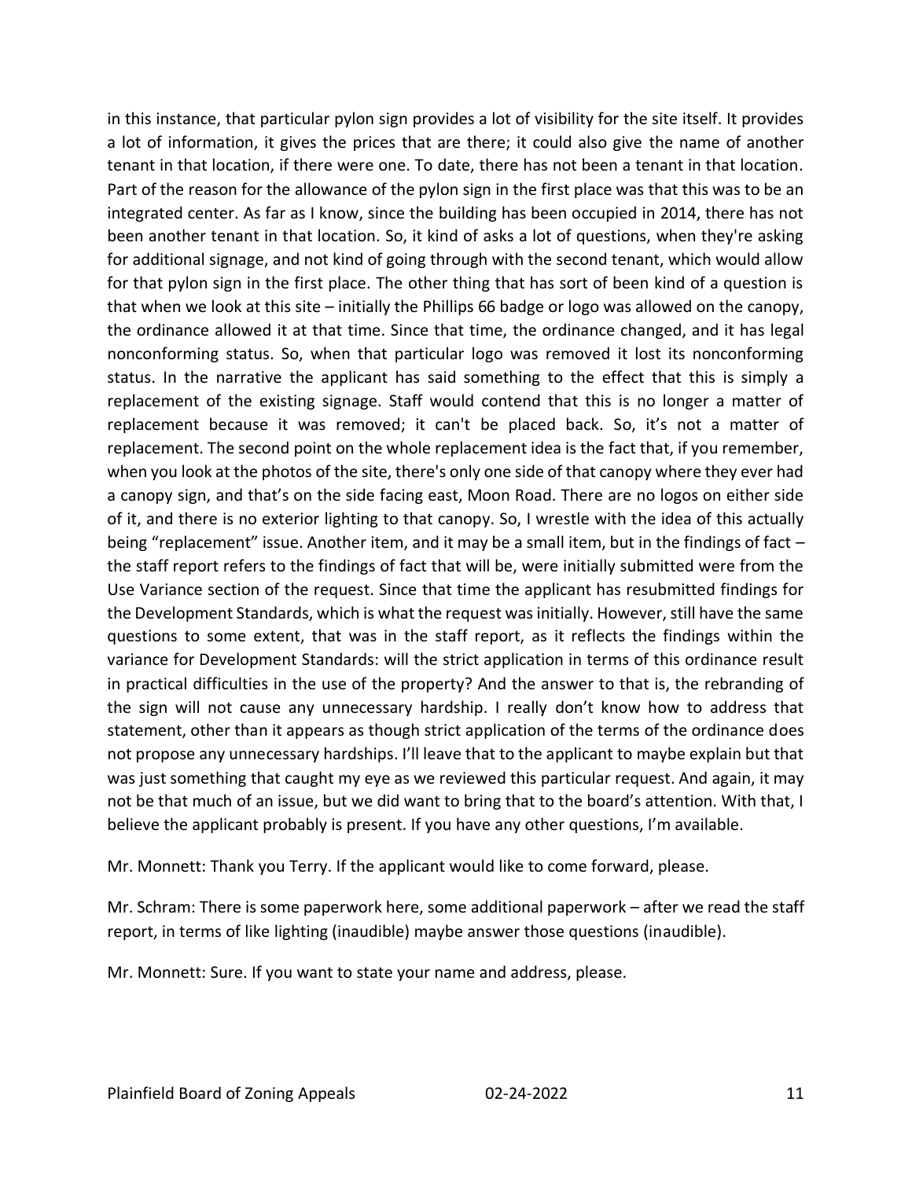in this instance, that particular pylon sign provides a lot of visibility for the site itself. It provides a lot of information, it gives the prices that are there; it could also give the name of another tenant in that location, if there were one. To date, there has not been a tenant in that location. Part of the reason for the allowance of the pylon sign in the first place was that this was to be an integrated center. As far as I know, since the building has been occupied in 2014, there has not been another tenant in that location. So, it kind of asks a lot of questions, when they're asking for additional signage, and not kind of going through with the second tenant, which would allow for that pylon sign in the first place. The other thing that has sort of been kind of a question is that when we look at this site – initially the Phillips 66 badge or logo was allowed on the canopy, the ordinance allowed it at that time. Since that time, the ordinance changed, and it has legal nonconforming status. So, when that particular logo was removed it lost its nonconforming status. In the narrative the applicant has said something to the effect that this is simply a replacement of the existing signage. Staff would contend that this is no longer a matter of replacement because it was removed; it can't be placed back. So, it's not a matter of replacement. The second point on the whole replacement idea is the fact that, if you remember, when you look at the photos of the site, there's only one side of that canopy where they ever had a canopy sign, and that's on the side facing east, Moon Road. There are no logos on either side of it, and there is no exterior lighting to that canopy. So, I wrestle with the idea of this actually being "replacement" issue. Another item, and it may be a small item, but in the findings of fact – the staff report refers to the findings of fact that will be, were initially submitted were from the Use Variance section of the request. Since that time the applicant has resubmitted findings for the Development Standards, which is what the request was initially. However, still have the same questions to some extent, that was in the staff report, as it reflects the findings within the variance for Development Standards: will the strict application in terms of this ordinance result in practical difficulties in the use of the property? And the answer to that is, the rebranding of the sign will not cause any unnecessary hardship. I really don't know how to address that statement, other than it appears as though strict application of the terms of the ordinance does not propose any unnecessary hardships. I'll leave that to the applicant to maybe explain but that was just something that caught my eye as we reviewed this particular request. And again, it may not be that much of an issue, but we did want to bring that to the board's attention. With that, I believe the applicant probably is present. If you have any other questions, I'm available.

Mr. Monnett: Thank you Terry. If the applicant would like to come forward, please.

Mr. Schram: There is some paperwork here, some additional paperwork – after we read the staff report, in terms of like lighting (inaudible) maybe answer those questions (inaudible).

Mr. Monnett: Sure. If you want to state your name and address, please.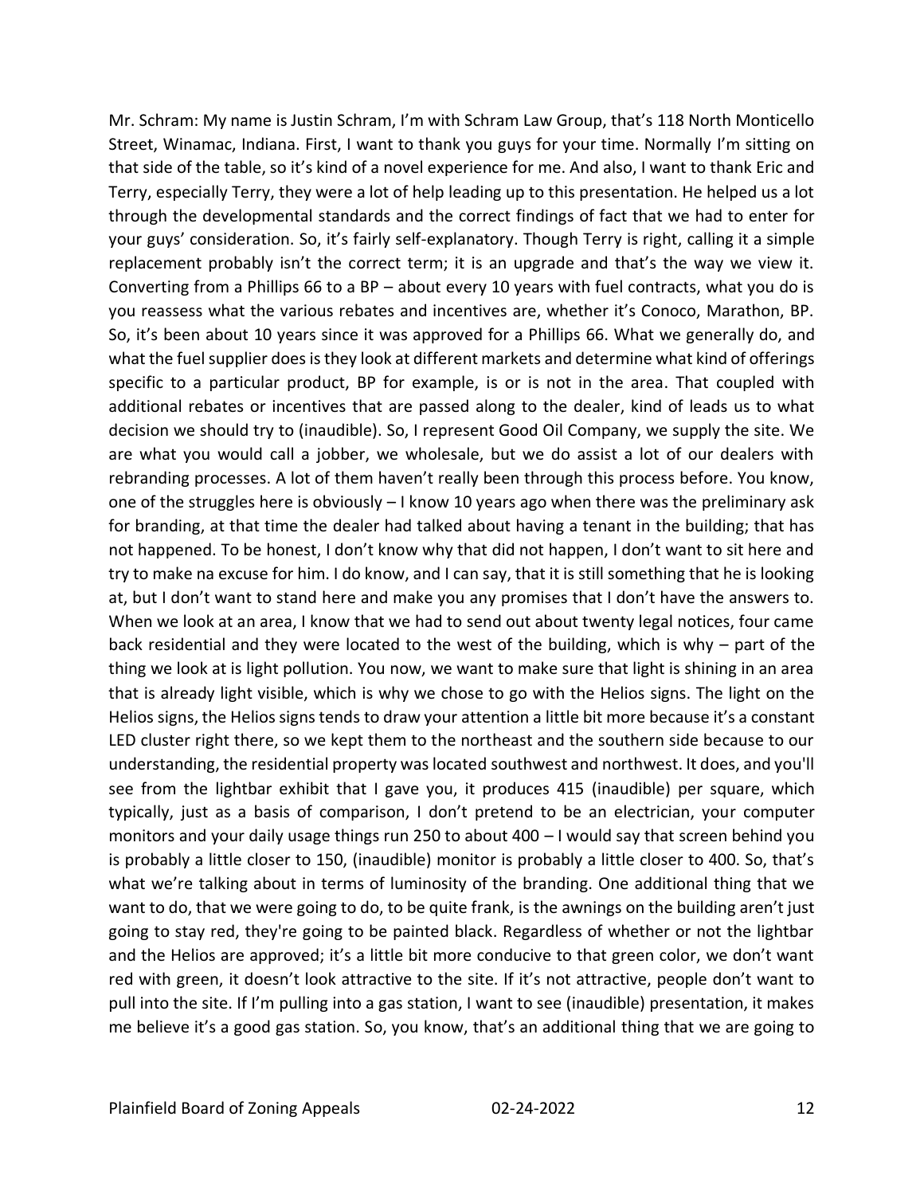Mr. Schram: My name is Justin Schram, I'm with Schram Law Group, that's 118 North Monticello Street, Winamac, Indiana. First, I want to thank you guys for your time. Normally I'm sitting on that side of the table, so it's kind of a novel experience for me. And also, I want to thank Eric and Terry, especially Terry, they were a lot of help leading up to this presentation. He helped us a lot through the developmental standards and the correct findings of fact that we had to enter for your guys' consideration. So, it's fairly self-explanatory. Though Terry is right, calling it a simple replacement probably isn't the correct term; it is an upgrade and that's the way we view it. Converting from a Phillips 66 to a BP – about every 10 years with fuel contracts, what you do is you reassess what the various rebates and incentives are, whether it's Conoco, Marathon, BP. So, it's been about 10 years since it was approved for a Phillips 66. What we generally do, and what the fuel supplier does is they look at different markets and determine what kind of offerings specific to a particular product, BP for example, is or is not in the area. That coupled with additional rebates or incentives that are passed along to the dealer, kind of leads us to what decision we should try to (inaudible). So, I represent Good Oil Company, we supply the site. We are what you would call a jobber, we wholesale, but we do assist a lot of our dealers with rebranding processes. A lot of them haven't really been through this process before. You know, one of the struggles here is obviously – I know 10 years ago when there was the preliminary ask for branding, at that time the dealer had talked about having a tenant in the building; that has not happened. To be honest, I don't know why that did not happen, I don't want to sit here and try to make na excuse for him. I do know, and I can say, that it is still something that he is looking at, but I don't want to stand here and make you any promises that I don't have the answers to. When we look at an area, I know that we had to send out about twenty legal notices, four came back residential and they were located to the west of the building, which is why – part of the thing we look at is light pollution. You now, we want to make sure that light is shining in an area that is already light visible, which is why we chose to go with the Helios signs. The light on the Helios signs, the Helios signs tends to draw your attention a little bit more because it's a constant LED cluster right there, so we kept them to the northeast and the southern side because to our understanding, the residential property was located southwest and northwest. It does, and you'll see from the lightbar exhibit that I gave you, it produces 415 (inaudible) per square, which typically, just as a basis of comparison, I don't pretend to be an electrician, your computer monitors and your daily usage things run 250 to about 400 – I would say that screen behind you is probably a little closer to 150, (inaudible) monitor is probably a little closer to 400. So, that's what we're talking about in terms of luminosity of the branding. One additional thing that we want to do, that we were going to do, to be quite frank, is the awnings on the building aren't just going to stay red, they're going to be painted black. Regardless of whether or not the lightbar and the Helios are approved; it's a little bit more conducive to that green color, we don't want red with green, it doesn't look attractive to the site. If it's not attractive, people don't want to pull into the site. If I'm pulling into a gas station, I want to see (inaudible) presentation, it makes me believe it's a good gas station. So, you know, that's an additional thing that we are going to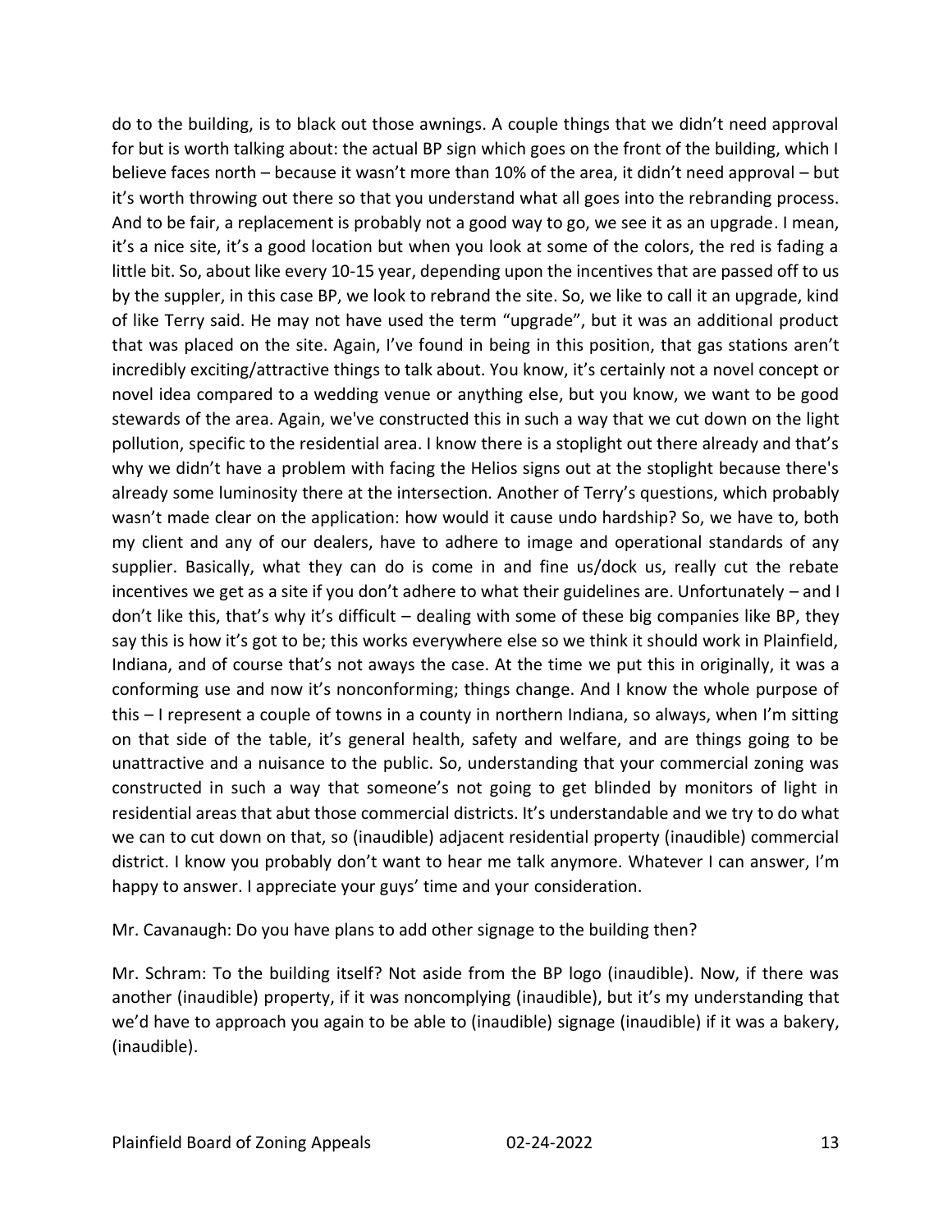do to the building, is to black out those awnings. A couple things that we didn't need approval for but is worth talking about: the actual BP sign which goes on the front of the building, which I believe faces north – because it wasn't more than 10% of the area, it didn't need approval – but it's worth throwing out there so that you understand what all goes into the rebranding process. And to be fair, a replacement is probably not a good way to go, we see it as an upgrade. I mean, it's a nice site, it's a good location but when you look at some of the colors, the red is fading a little bit. So, about like every 10-15 year, depending upon the incentives that are passed off to us by the suppler, in this case BP, we look to rebrand the site. So, we like to call it an upgrade, kind of like Terry said. He may not have used the term "upgrade", but it was an additional product that was placed on the site. Again, I've found in being in this position, that gas stations aren't incredibly exciting/attractive things to talk about. You know, it's certainly not a novel concept or novel idea compared to a wedding venue or anything else, but you know, we want to be good stewards of the area. Again, we've constructed this in such a way that we cut down on the light pollution, specific to the residential area. I know there is a stoplight out there already and that's why we didn't have a problem with facing the Helios signs out at the stoplight because there's already some luminosity there at the intersection. Another of Terry's questions, which probably wasn't made clear on the application: how would it cause undo hardship? So, we have to, both my client and any of our dealers, have to adhere to image and operational standards of any supplier. Basically, what they can do is come in and fine us/dock us, really cut the rebate incentives we get as a site if you don't adhere to what their guidelines are. Unfortunately – and I don't like this, that's why it's difficult – dealing with some of these big companies like BP, they say this is how it's got to be; this works everywhere else so we think it should work in Plainfield, Indiana, and of course that's not aways the case. At the time we put this in originally, it was a conforming use and now it's nonconforming; things change. And I know the whole purpose of this – I represent a couple of towns in a county in northern Indiana, so always, when I'm sitting on that side of the table, it's general health, safety and welfare, and are things going to be unattractive and a nuisance to the public. So, understanding that your commercial zoning was constructed in such a way that someone's not going to get blinded by monitors of light in residential areas that abut those commercial districts. It's understandable and we try to do what we can to cut down on that, so (inaudible) adjacent residential property (inaudible) commercial district. I know you probably don't want to hear me talk anymore. Whatever I can answer, I'm happy to answer. I appreciate your guys' time and your consideration.

Mr. Cavanaugh: Do you have plans to add other signage to the building then?

Mr. Schram: To the building itself? Not aside from the BP logo (inaudible). Now, if there was another (inaudible) property, if it was noncomplying (inaudible), but it's my understanding that we'd have to approach you again to be able to (inaudible) signage (inaudible) if it was a bakery, (inaudible).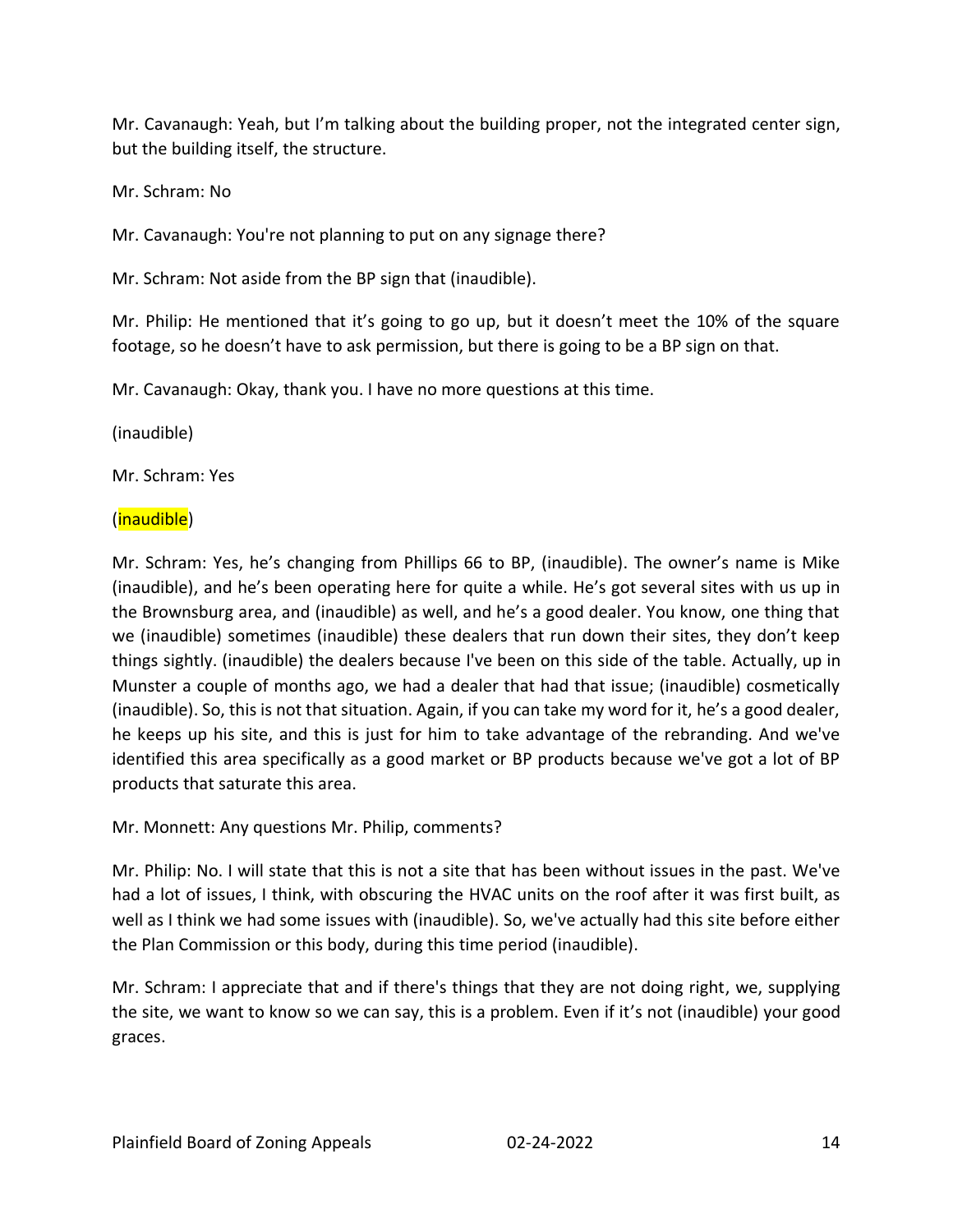Mr. Cavanaugh: Yeah, but I'm talking about the building proper, not the integrated center sign, but the building itself, the structure.

Mr. Schram: No

Mr. Cavanaugh: You're not planning to put on any signage there?

Mr. Schram: Not aside from the BP sign that (inaudible).

Mr. Philip: He mentioned that it's going to go up, but it doesn't meet the 10% of the square footage, so he doesn't have to ask permission, but there is going to be a BP sign on that.

Mr. Cavanaugh: Okay, thank you. I have no more questions at this time.

(inaudible)

Mr. Schram: Yes

(inaudible)

Mr. Schram: Yes, he's changing from Phillips 66 to BP, (inaudible). The owner's name is Mike (inaudible), and he's been operating here for quite a while. He's got several sites with us up in the Brownsburg area, and (inaudible) as well, and he's a good dealer. You know, one thing that we (inaudible) sometimes (inaudible) these dealers that run down their sites, they don't keep things sightly. (inaudible) the dealers because I've been on this side of the table. Actually, up in Munster a couple of months ago, we had a dealer that had that issue; (inaudible) cosmetically (inaudible). So, this is not that situation. Again, if you can take my word for it, he's a good dealer, he keeps up his site, and this is just for him to take advantage of the rebranding. And we've identified this area specifically as a good market or BP products because we've got a lot of BP products that saturate this area.

Mr. Monnett: Any questions Mr. Philip, comments?

Mr. Philip: No. I will state that this is not a site that has been without issues in the past. We've had a lot of issues, I think, with obscuring the HVAC units on the roof after it was first built, as well as I think we had some issues with (inaudible). So, we've actually had this site before either the Plan Commission or this body, during this time period (inaudible).

Mr. Schram: I appreciate that and if there's things that they are not doing right, we, supplying the site, we want to know so we can say, this is a problem. Even if it's not (inaudible) your good graces.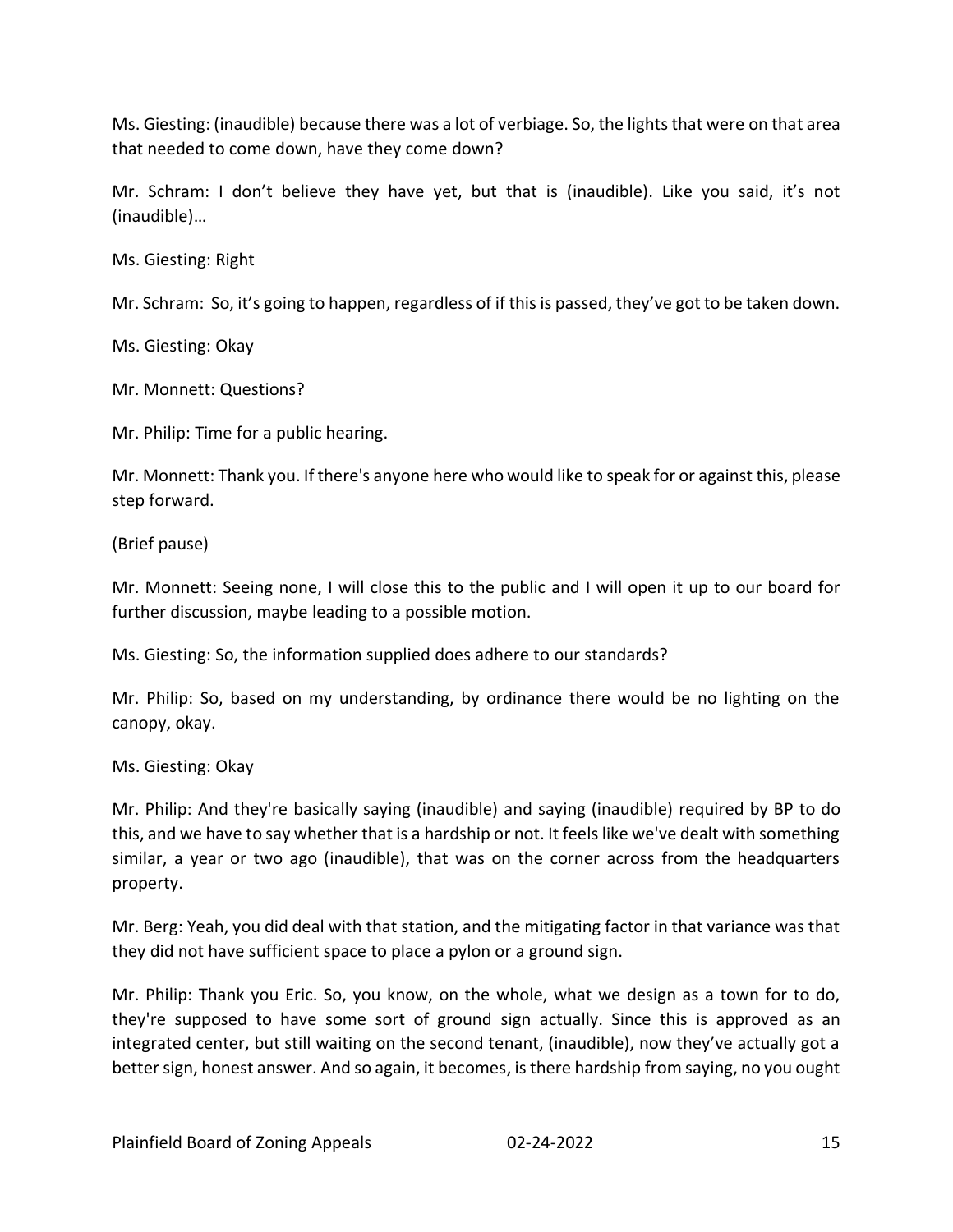Ms. Giesting: (inaudible) because there was a lot of verbiage. So, the lights that were on that area that needed to come down, have they come down?

Mr. Schram: I don't believe they have yet, but that is (inaudible). Like you said, it's not (inaudible)…

Ms. Giesting: Right

Mr. Schram: So, it's going to happen, regardless of if this is passed, they've got to be taken down.

Ms. Giesting: Okay

Mr. Monnett: Questions?

Mr. Philip: Time for a public hearing.

Mr. Monnett: Thank you. If there's anyone here who would like to speak for or against this, please step forward.

(Brief pause)

Mr. Monnett: Seeing none, I will close this to the public and I will open it up to our board for further discussion, maybe leading to a possible motion.

Ms. Giesting: So, the information supplied does adhere to our standards?

Mr. Philip: So, based on my understanding, by ordinance there would be no lighting on the canopy, okay.

Ms. Giesting: Okay

Mr. Philip: And they're basically saying (inaudible) and saying (inaudible) required by BP to do this, and we have to say whether that is a hardship or not. It feels like we've dealt with something similar, a year or two ago (inaudible), that was on the corner across from the headquarters property.

Mr. Berg: Yeah, you did deal with that station, and the mitigating factor in that variance was that they did not have sufficient space to place a pylon or a ground sign.

Mr. Philip: Thank you Eric. So, you know, on the whole, what we design as a town for to do, they're supposed to have some sort of ground sign actually. Since this is approved as an integrated center, but still waiting on the second tenant, (inaudible), now they've actually got a better sign, honest answer. And so again, it becomes, is there hardship from saying, no you ought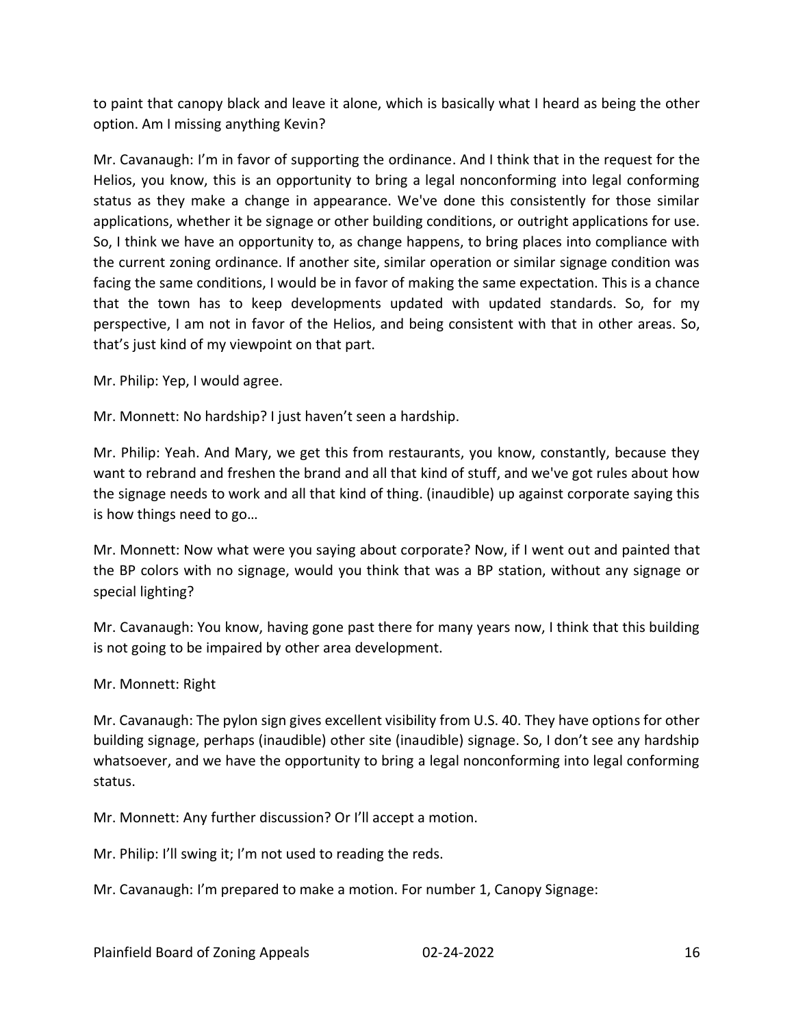to paint that canopy black and leave it alone, which is basically what I heard as being the other option. Am I missing anything Kevin?

Mr. Cavanaugh: I'm in favor of supporting the ordinance. And I think that in the request for the Helios, you know, this is an opportunity to bring a legal nonconforming into legal conforming status as they make a change in appearance. We've done this consistently for those similar applications, whether it be signage or other building conditions, or outright applications for use. So, I think we have an opportunity to, as change happens, to bring places into compliance with the current zoning ordinance. If another site, similar operation or similar signage condition was facing the same conditions, I would be in favor of making the same expectation. This is a chance that the town has to keep developments updated with updated standards. So, for my perspective, I am not in favor of the Helios, and being consistent with that in other areas. So, that's just kind of my viewpoint on that part.

Mr. Philip: Yep, I would agree.

Mr. Monnett: No hardship? I just haven't seen a hardship.

Mr. Philip: Yeah. And Mary, we get this from restaurants, you know, constantly, because they want to rebrand and freshen the brand and all that kind of stuff, and we've got rules about how the signage needs to work and all that kind of thing. (inaudible) up against corporate saying this is how things need to go…

Mr. Monnett: Now what were you saying about corporate? Now, if I went out and painted that the BP colors with no signage, would you think that was a BP station, without any signage or special lighting?

Mr. Cavanaugh: You know, having gone past there for many years now, I think that this building is not going to be impaired by other area development.

Mr. Monnett: Right

Mr. Cavanaugh: The pylon sign gives excellent visibility from U.S. 40. They have options for other building signage, perhaps (inaudible) other site (inaudible) signage. So, I don't see any hardship whatsoever, and we have the opportunity to bring a legal nonconforming into legal conforming status.

Mr. Monnett: Any further discussion? Or I'll accept a motion.

Mr. Philip: I'll swing it; I'm not used to reading the reds.

Mr. Cavanaugh: I'm prepared to make a motion. For number 1, Canopy Signage: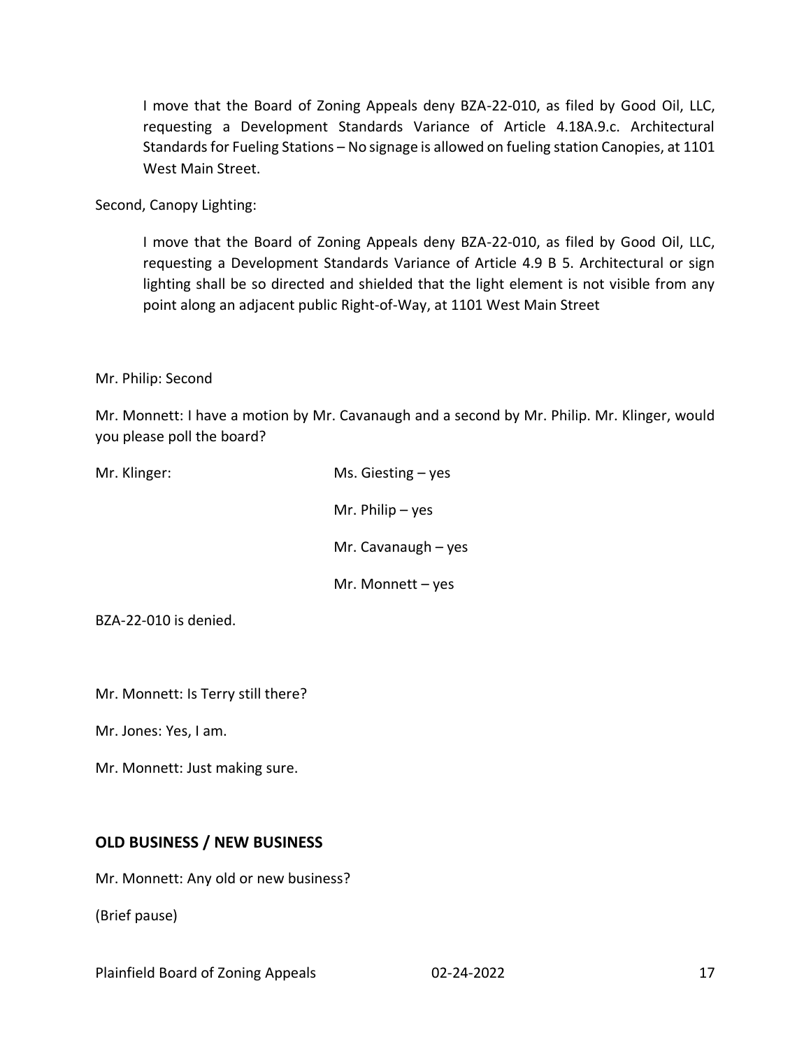> I move that the Board of Zoning Appeals deny BZA-22-010, as filed by Good Oil, LLC, requesting a Development Standards Variance of Article 4.18A.9.c. Architectural Standards for Fueling Stations – No signage is allowed on fueling station Canopies, at 1101 West Main Street.

Second, Canopy Lighting:

> I move that the Board of Zoning Appeals deny BZA-22-010, as filed by Good Oil, LLC, requesting a Development Standards Variance of Article 4.9 B 5. Architectural or sign lighting shall be so directed and shielded that the light element is not visible from any point along an adjacent public Right-of-Way, at 1101 West Main Street

Mr. Philip: Second

Mr. Monnett: I have a motion by Mr. Cavanaugh and a second by Mr. Philip. Mr. Klinger, would you please poll the board?

Mr. Klinger:

Ms. Giesting – yes

Mr. Philip – yes

Mr. Cavanaugh – yes

Mr. Monnett – yes

BZA-22-010 is denied.

Mr. Monnett: Is Terry still there?

Mr. Jones: Yes, I am.

Mr. Monnett: Just making sure.

## OLD BUSINESS / NEW BUSINESS

Mr. Monnett: Any old or new business?

(Brief pause)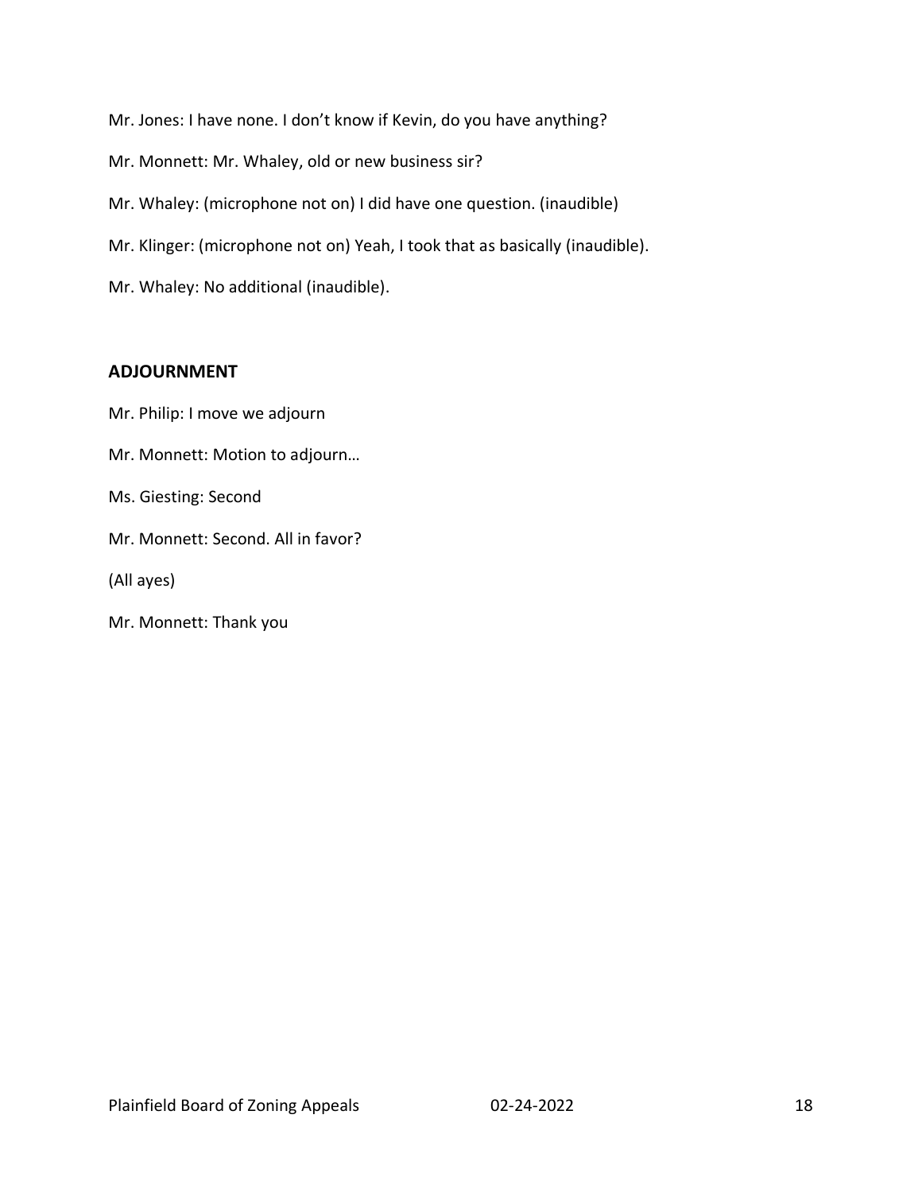Mr. Jones: I have none. I don't know if Kevin, do you have anything?

Mr. Monnett: Mr. Whaley, old or new business sir?

Mr. Whaley: (microphone not on) I did have one question. (inaudible)

Mr. Klinger: (microphone not on) Yeah, I took that as basically (inaudible).

Mr. Whaley: No additional (inaudible).

## ADJOURNMENT

Mr. Philip: I move we adjourn

Mr. Monnett: Motion to adjourn…

Ms. Giesting: Second

Mr. Monnett: Second. All in favor?

(All ayes)

Mr. Monnett: Thank you